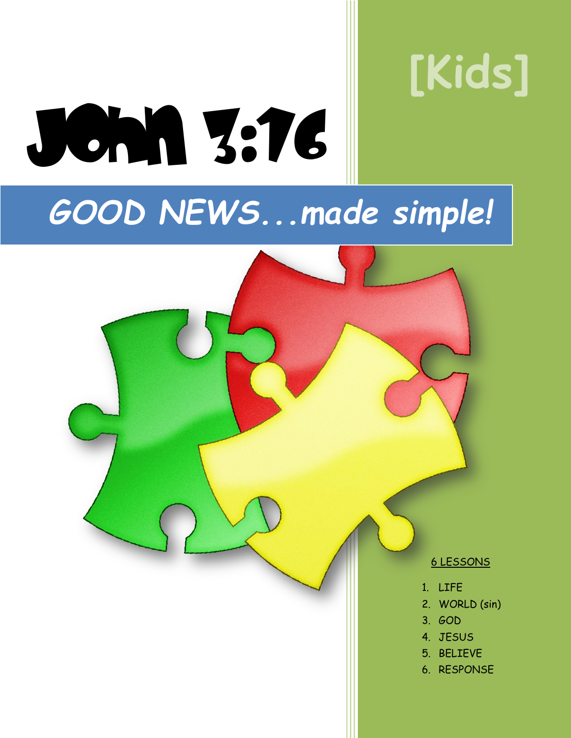[Kids]

# John 3:16

## *GOOD NEWS...made simple!*

6 LESSONS

1. LIFE
2. WORLD (sin)
3. GOD
4. JESUS
5. BELIEVE
6. RESPONSE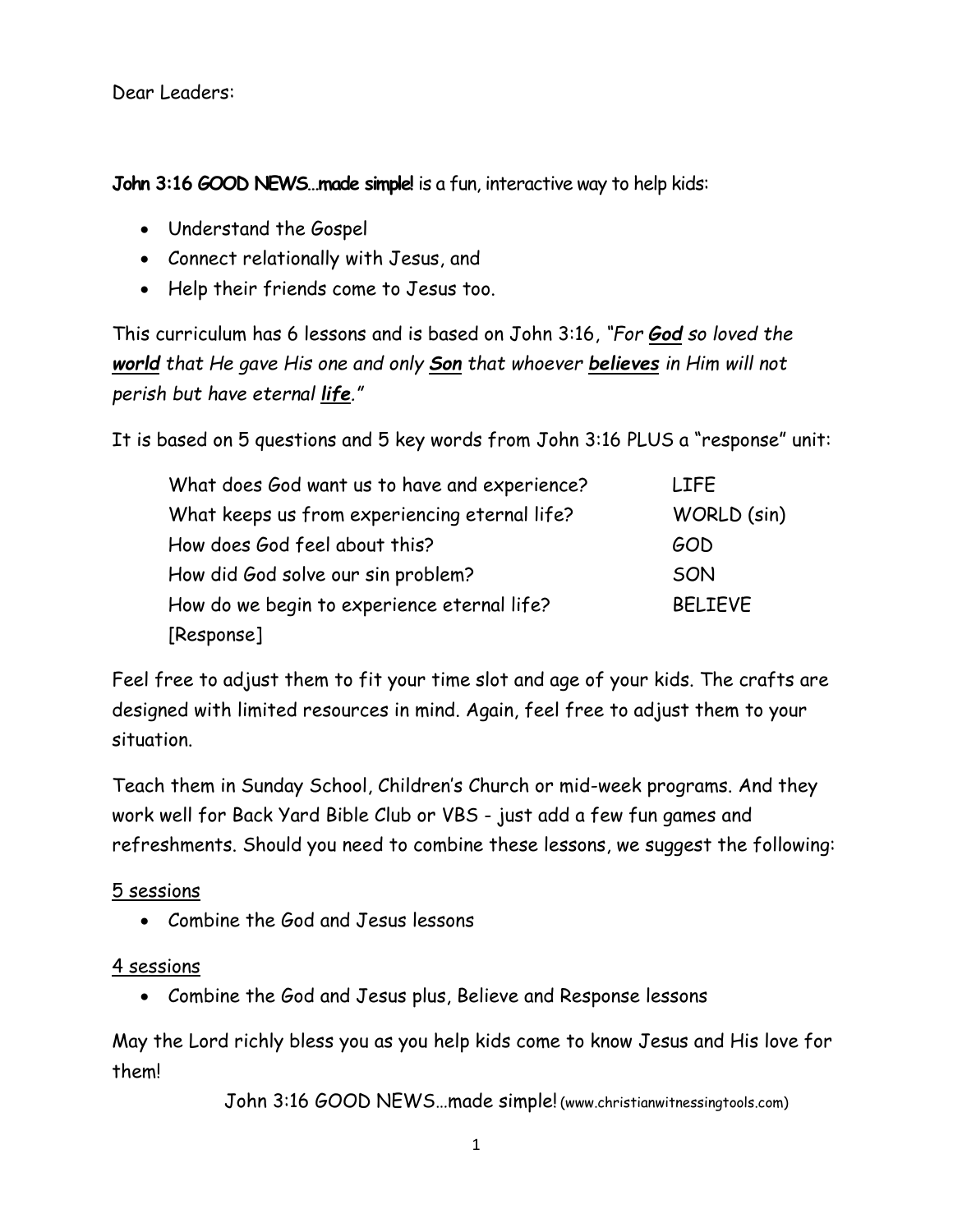Dear Leaders:

**John 3:16 GOOD NEWS…made simple!** is a fun, interactive way to help kids:

- Understand the Gospel
- Connect relationally with Jesus, and
- Help their friends come to Jesus too.

This curriculum has 6 lessons and is based on John 3:16, *"For **God** so loved the **world** that He gave His one and only **Son** that whoever **believes** in Him will not perish but have eternal **life**."*

It is based on 5 questions and 5 key words from John 3:16 PLUS a "response" unit:

| | |
|---|---|
| What does God want us to have and experience? | LIFE |
| What keeps us from experiencing eternal life? | WORLD (sin) |
| How does God feel about this? | GOD |
| How did God solve our sin problem? | SON |
| How do we begin to experience eternal life? | BELIEVE |
| [Response] | |

Feel free to adjust them to fit your time slot and age of your kids. The crafts are designed with limited resources in mind. Again, feel free to adjust them to your situation.

Teach them in Sunday School, Children's Church or mid-week programs. And they work well for Back Yard Bible Club or VBS - just add a few fun games and refreshments. Should you need to combine these lessons, we suggest the following:

5 sessions

- Combine the God and Jesus lessons

4 sessions

- Combine the God and Jesus plus, Believe and Response lessons

May the Lord richly bless you as you help kids come to know Jesus and His love for them!

John 3:16 GOOD NEWS…made simple! (www.christianwitnessingtools.com)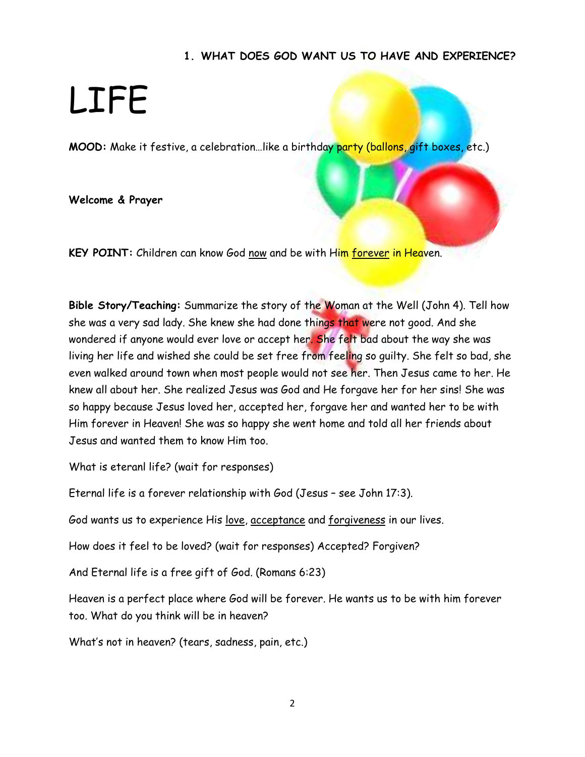## 1. WHAT DOES GOD WANT US TO HAVE AND EXPERIENCE?

# LIFE

**MOOD:** Make it festive, a celebration…like a birthday party (ballons, gift boxes, etc.)

**Welcome & Prayer**

**KEY POINT:** Children can know God <u>now</u> and be with Him <u>forever</u> in Heaven.

**Bible Story/Teaching:** Summarize the story of the Woman at the Well (John 4). Tell how she was a very sad lady. She knew she had done things that were not good. And she wondered if anyone would ever love or accept her. She felt bad about the way she was living her life and wished she could be set free from feeling so guilty. She felt so bad, she even walked around town when most people would not see her. Then Jesus came to her. He knew all about her. She realized Jesus was God and He forgave her for her sins! She was so happy because Jesus loved her, accepted her, forgave her and wanted her to be with Him forever in Heaven! She was so happy she went home and told all her friends about Jesus and wanted them to know Him too.

What is eteranl life? (wait for responses)

Eternal life is a forever relationship with God (Jesus – see John 17:3).

God wants us to experience His <u>love</u>, <u>acceptance</u> and <u>forgiveness</u> in our lives.

How does it feel to be loved? (wait for responses) Accepted? Forgiven?

And Eternal life is a free gift of God. (Romans 6:23)

Heaven is a perfect place where God will be forever. He wants us to be with him forever too. What do you think will be in heaven?

What's not in heaven? (tears, sadness, pain, etc.)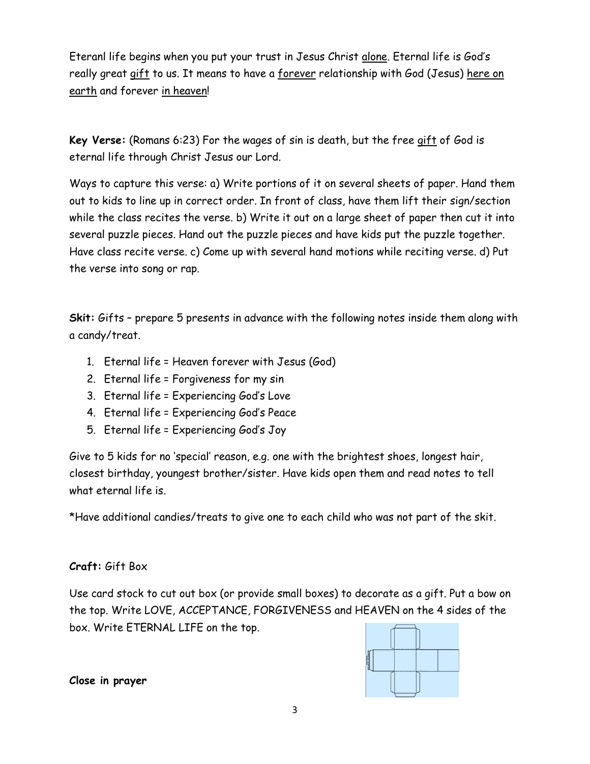Eteranl life begins when you put your trust in Jesus Christ <u>alone</u>. Eternal life is God's really great <u>gift</u> to us. It means to have a <u>forever</u> relationship with God (Jesus) <u>here on earth</u> and forever <u>in heaven</u>!

**Key Verse:** (Romans 6:23) For the wages of sin is death, but the free <u>gift</u> of God is eternal life through Christ Jesus our Lord.

Ways to capture this verse: a) Write portions of it on several sheets of paper. Hand them out to kids to line up in correct order. In front of class, have them lift their sign/section while the class recites the verse. b) Write it out on a large sheet of paper then cut it into several puzzle pieces. Hand out the puzzle pieces and have kids put the puzzle together. Have class recite verse. c) Come up with several hand motions while reciting verse. d) Put the verse into song or rap.

**Skit:** Gifts – prepare 5 presents in advance with the following notes inside them along with a candy/treat.

1. Eternal life = Heaven forever with Jesus (God)
2. Eternal life = Forgiveness for my sin
3. Eternal life = Experiencing God's Love
4. Eternal life = Experiencing God's Peace
5. Eternal life = Experiencing God's Joy

Give to 5 kids for no 'special' reason, e.g. one with the brightest shoes, longest hair, closest birthday, youngest brother/sister. Have kids open them and read notes to tell what eternal life is.

*Have additional candies/treats to give one to each child who was not part of the skit.

**Craft:** Gift Box

Use card stock to cut out box (or provide small boxes) to decorate as a gift. Put a bow on the top. Write LOVE, ACCEPTANCE, FORGIVENESS and HEAVEN on the 4 sides of the box. Write ETERNAL LIFE on the top.

**Close in prayer**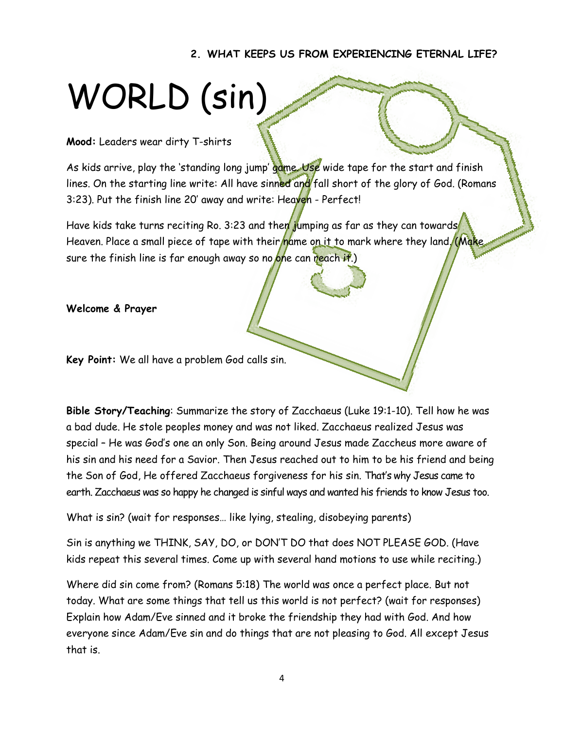**2. WHAT KEEPS US FROM EXPERIENCING ETERNAL LIFE?**

# WORLD (sin)

**Mood:** Leaders wear dirty T-shirts

As kids arrive, play the 'standing long jump' game. Use wide tape for the start and finish lines. On the starting line write: All have sinned and fall short of the glory of God. (Romans 3:23). Put the finish line 20' away and write: Heaven - Perfect!

Have kids take turns reciting Ro. 3:23 and then jumping as far as they can towards Heaven. Place a small piece of tape with their name on it to mark where they land. (Make sure the finish line is far enough away so no one can reach it.)

**Welcome & Prayer**

**Key Point:** We all have a problem God calls sin.

**Bible Story/Teaching**: Summarize the story of Zacchaeus (Luke 19:1-10). Tell how he was a bad dude. He stole peoples money and was not liked. Zacchaeus realized Jesus was special – He was God's one an only Son. Being around Jesus made Zaccheus more aware of his sin and his need for a Savior. Then Jesus reached out to him to be his friend and being the Son of God, He offered Zacchaeus forgiveness for his sin. That's why Jesus came to earth. Zacchaeus was so happy he changed is sinful ways and wanted his friends to know Jesus too.

What is sin? (wait for responses… like lying, stealing, disobeying parents)

Sin is anything we THINK, SAY, DO, or DON'T DO that does NOT PLEASE GOD. (Have kids repeat this several times. Come up with several hand motions to use while reciting.)

Where did sin come from? (Romans 5:18) The world was once a perfect place. But not today. What are some things that tell us this world is not perfect? (wait for responses) Explain how Adam/Eve sinned and it broke the friendship they had with God. And how everyone since Adam/Eve sin and do things that are not pleasing to God. All except Jesus that is.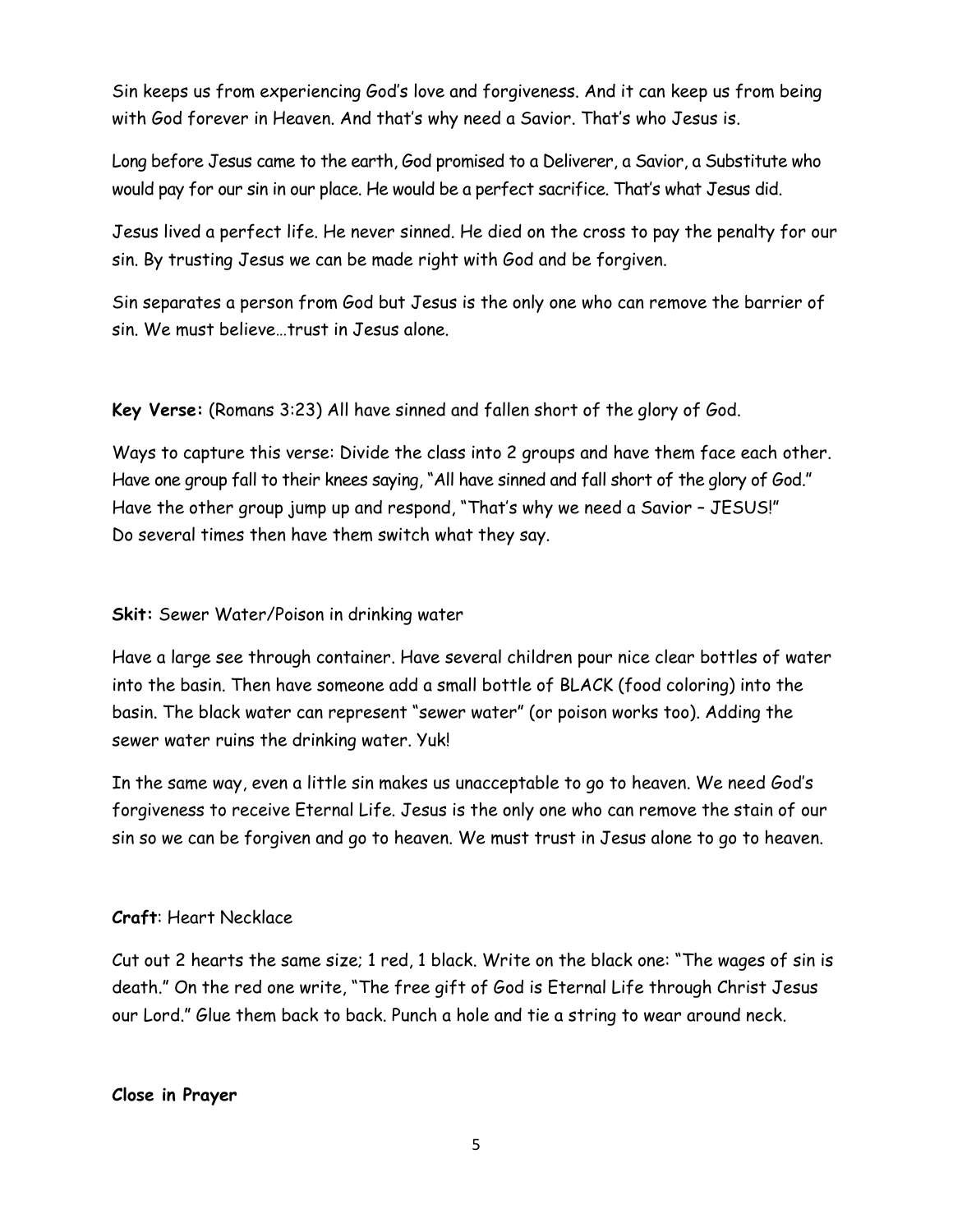Sin keeps us from experiencing God's love and forgiveness. And it can keep us from being with God forever in Heaven. And that's why need a Savior. That's who Jesus is.

Long before Jesus came to the earth, God promised to a Deliverer, a Savior, a Substitute who would pay for our sin in our place. He would be a perfect sacrifice. That's what Jesus did.

Jesus lived a perfect life. He never sinned. He died on the cross to pay the penalty for our sin. By trusting Jesus we can be made right with God and be forgiven.

Sin separates a person from God but Jesus is the only one who can remove the barrier of sin. We must believe…trust in Jesus alone.

**Key Verse:** (Romans 3:23) All have sinned and fallen short of the glory of God.

Ways to capture this verse: Divide the class into 2 groups and have them face each other. Have one group fall to their knees saying, "All have sinned and fall short of the glory of God." Have the other group jump up and respond, "That's why we need a Savior – JESUS!" Do several times then have them switch what they say.

**Skit:** Sewer Water/Poison in drinking water

Have a large see through container. Have several children pour nice clear bottles of water into the basin. Then have someone add a small bottle of BLACK (food coloring) into the basin. The black water can represent "sewer water" (or poison works too). Adding the sewer water ruins the drinking water. Yuk!

In the same way, even a little sin makes us unacceptable to go to heaven. We need God's forgiveness to receive Eternal Life. Jesus is the only one who can remove the stain of our sin so we can be forgiven and go to heaven. We must trust in Jesus alone to go to heaven.

**Craft**: Heart Necklace

Cut out 2 hearts the same size; 1 red, 1 black. Write on the black one: "The wages of sin is death." On the red one write, "The free gift of God is Eternal Life through Christ Jesus our Lord." Glue them back to back. Punch a hole and tie a string to wear around neck.

**Close in Prayer**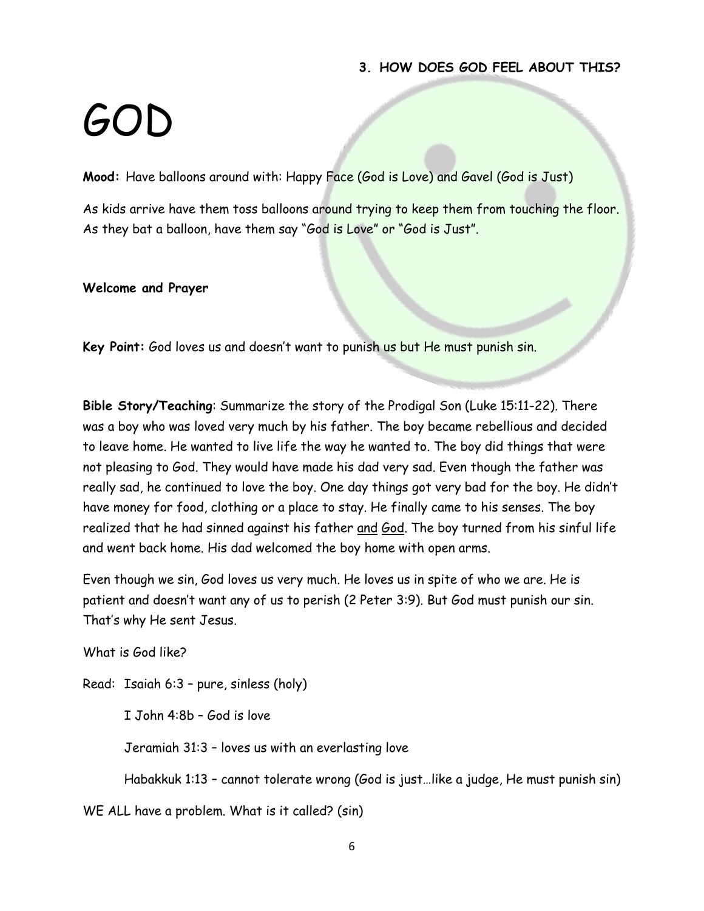**3. HOW DOES GOD FEEL ABOUT THIS?**

# GOD

**Mood:** Have balloons around with: Happy Face (God is Love) and Gavel (God is Just)

As kids arrive have them toss balloons around trying to keep them from touching the floor. As they bat a balloon, have them say "God is Love" or "God is Just".

**Welcome and Prayer**

**Key Point:** God loves us and doesn't want to punish us but He must punish sin.

**Bible Story/Teaching**: Summarize the story of the Prodigal Son (Luke 15:11-22). There was a boy who was loved very much by his father. The boy became rebellious and decided to leave home. He wanted to live life the way he wanted to. The boy did things that were not pleasing to God. They would have made his dad very sad. Even though the father was really sad, he continued to love the boy. One day things got very bad for the boy. He didn't have money for food, clothing or a place to stay. He finally came to his senses. The boy realized that he had sinned against his father <u>and</u> <u>God</u>. The boy turned from his sinful life and went back home. His dad welcomed the boy home with open arms.

Even though we sin, God loves us very much. He loves us in spite of who we are. He is patient and doesn't want any of us to perish (2 Peter 3:9). But God must punish our sin. That's why He sent Jesus.

What is God like?

Read: Isaiah 6:3 – pure, sinless (holy)

I John 4:8b – God is love

Jeramiah 31:3 – loves us with an everlasting love

Habakkuk 1:13 – cannot tolerate wrong (God is just…like a judge, He must punish sin)

WE ALL have a problem. What is it called? (sin)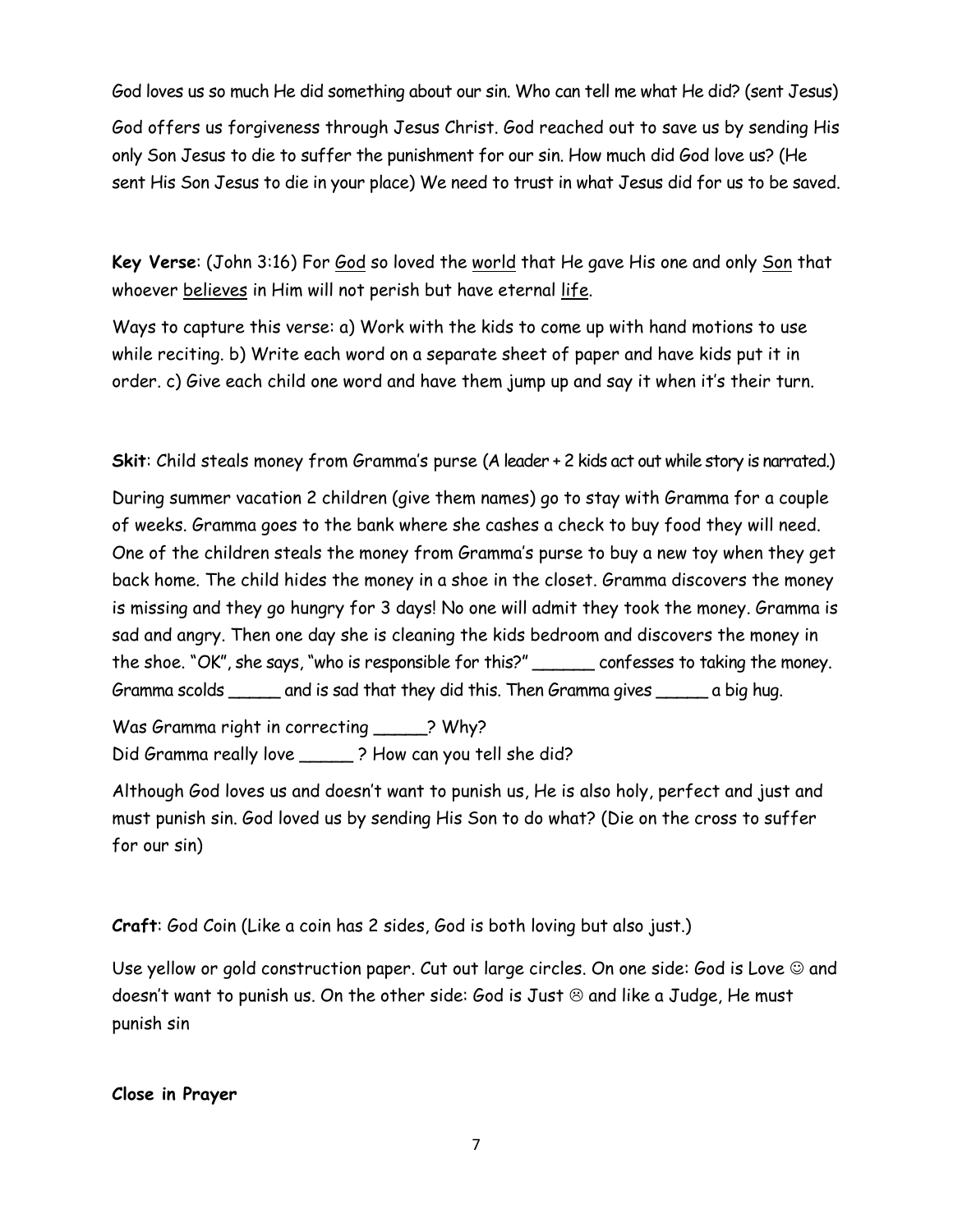God loves us so much He did something about our sin. Who can tell me what He did? (sent Jesus)

God offers us forgiveness through Jesus Christ. God reached out to save us by sending His only Son Jesus to die to suffer the punishment for our sin. How much did God love us? (He sent His Son Jesus to die in your place) We need to trust in what Jesus did for us to be saved.

**Key Verse**: (John 3:16) For <u>God</u> so loved the <u>world</u> that He gave His one and only <u>Son</u> that whoever <u>believes</u> in Him will not perish but have eternal <u>life</u>.

Ways to capture this verse: a) Work with the kids to come up with hand motions to use while reciting. b) Write each word on a separate sheet of paper and have kids put it in order. c) Give each child one word and have them jump up and say it when it's their turn.

**Skit**: Child steals money from Gramma's purse (A leader + 2 kids act out while story is narrated.)

During summer vacation 2 children (give them names) go to stay with Gramma for a couple of weeks. Gramma goes to the bank where she cashes a check to buy food they will need. One of the children steals the money from Gramma's purse to buy a new toy when they get back home. The child hides the money in a shoe in the closet. Gramma discovers the money is missing and they go hungry for 3 days! No one will admit they took the money. Gramma is sad and angry. Then one day she is cleaning the kids bedroom and discovers the money in the shoe. "OK", she says, "who is responsible for this?" ______ confesses to taking the money. Gramma scolds _____ and is sad that they did this. Then Gramma gives _____ a big hug.

Was Gramma right in correcting _____? Why?
Did Gramma really love _____ ? How can you tell she did?

Although God loves us and doesn't want to punish us, He is also holy, perfect and just and must punish sin. God loved us by sending His Son to do what? (Die on the cross to suffer for our sin)

**Craft**: God Coin (Like a coin has 2 sides, God is both loving but also just.)

Use yellow or gold construction paper. Cut out large circles. On one side: God is Love ☺ and doesn't want to punish us. On the other side: God is Just ☹ and like a Judge, He must punish sin

**Close in Prayer**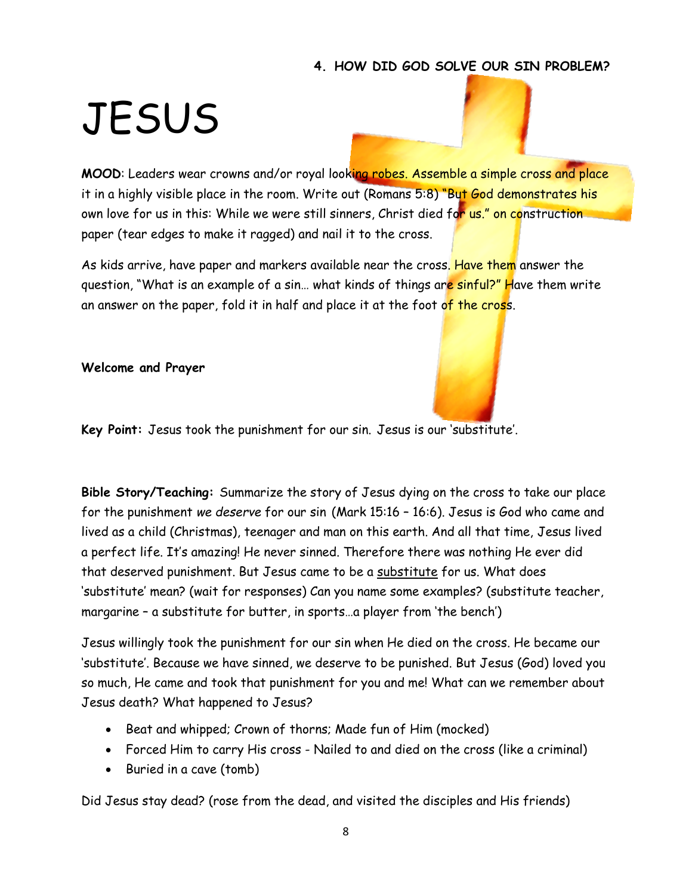**4. HOW DID GOD SOLVE OUR SIN PROBLEM?**

# JESUS

**MOOD**: Leaders wear crowns and/or royal looking robes. Assemble a simple cross and place it in a highly visible place in the room. Write out (Romans 5:8) "But God demonstrates his own love for us in this: While we were still sinners, Christ died for us." on construction paper (tear edges to make it ragged) and nail it to the cross.

As kids arrive, have paper and markers available near the cross. Have them answer the question, "What is an example of a sin… what kinds of things are sinful?" Have them write an answer on the paper, fold it in half and place it at the foot of the cross.

**Welcome and Prayer**

**Key Point:** Jesus took the punishment for our sin. Jesus is our 'substitute'.

**Bible Story/Teaching:** Summarize the story of Jesus dying on the cross to take our place for the punishment *we deserve* for our sin (Mark 15:16 – 16:6). Jesus is God who came and lived as a child (Christmas), teenager and man on this earth. And all that time, Jesus lived a perfect life. It's amazing! He never sinned. Therefore there was nothing He ever did that deserved punishment. But Jesus came to be a <u>substitute</u> for us. What does 'substitute' mean? (wait for responses) Can you name some examples? (substitute teacher, margarine – a substitute for butter, in sports…a player from 'the bench')

Jesus willingly took the punishment for our sin when He died on the cross. He became our 'substitute'. Because we have sinned, we deserve to be punished. But Jesus (God) loved you so much, He came and took that punishment for you and me! What can we remember about Jesus death? What happened to Jesus?

- Beat and whipped; Crown of thorns; Made fun of Him (mocked)
- Forced Him to carry His cross - Nailed to and died on the cross (like a criminal)
- Buried in a cave (tomb)

Did Jesus stay dead? (rose from the dead, and visited the disciples and His friends)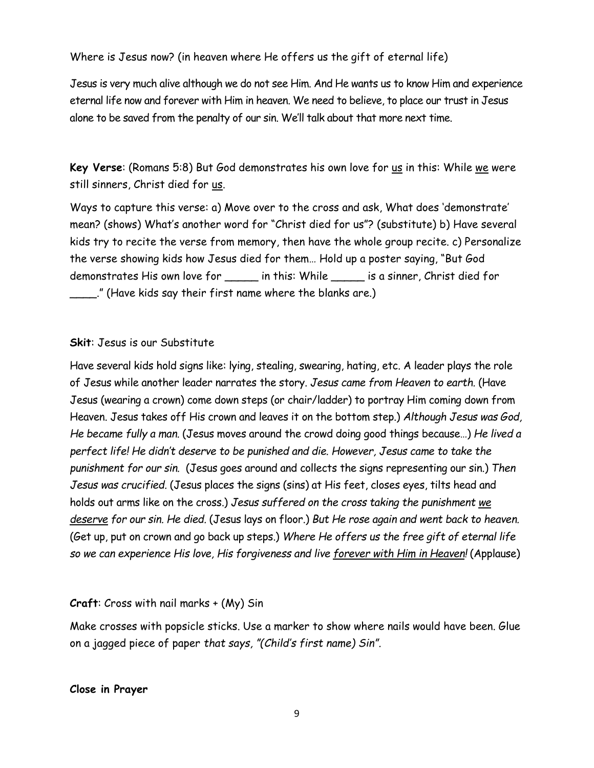Where is Jesus now? (in heaven where He offers us the gift of eternal life)

Jesus is very much alive although we do not see Him. And He wants us to know Him and experience eternal life now and forever with Him in heaven. We need to believe, to place our trust in Jesus alone to be saved from the penalty of our sin. We'll talk about that more next time.

**Key Verse**: (Romans 5:8) But God demonstrates his own love for <u>us</u> in this: While <u>we</u> were still sinners, Christ died for <u>us</u>.

Ways to capture this verse: a) Move over to the cross and ask, What does 'demonstrate' mean? (shows) What's another word for "Christ died for us"? (substitute) b) Have several kids try to recite the verse from memory, then have the whole group recite. c) Personalize the verse showing kids how Jesus died for them… Hold up a poster saying, "But God demonstrates His own love for _____ in this: While _____ is a sinner, Christ died for ____." (Have kids say their first name where the blanks are.)

**Skit**: Jesus is our Substitute

Have several kids hold signs like: lying, stealing, swearing, hating, etc. A leader plays the role of Jesus while another leader narrates the story. *Jesus came from Heaven to earth.* (Have Jesus (wearing a crown) come down steps (or chair/ladder) to portray Him coming down from Heaven. Jesus takes off His crown and leaves it on the bottom step.) *Although Jesus was God, He became fully a man.* (Jesus moves around the crowd doing good things because…) *He lived a perfect life! He didn't deserve to be punished and die. However, Jesus came to take the punishment for our sin.* (Jesus goes around and collects the signs representing our sin.) *Then Jesus was crucified.* (Jesus places the signs (sins) at His feet, closes eyes, tilts head and holds out arms like on the cross.) *Jesus suffered on the cross taking the punishment <u>we deserve</u> for our sin. He died.* (Jesus lays on floor.) *But He rose again and went back to heaven.* (Get up, put on crown and go back up steps.) *Where He offers us the free gift of eternal life so we can experience His love, His forgiveness and live <u>forever with Him in Heaven</u>!* (Applause)

**Craft**: Cross with nail marks + (My) Sin

Make crosses with popsicle sticks. Use a marker to show where nails would have been. Glue on a jagged piece of paper *that says, "(Child's first name) Sin".*

**Close in Prayer**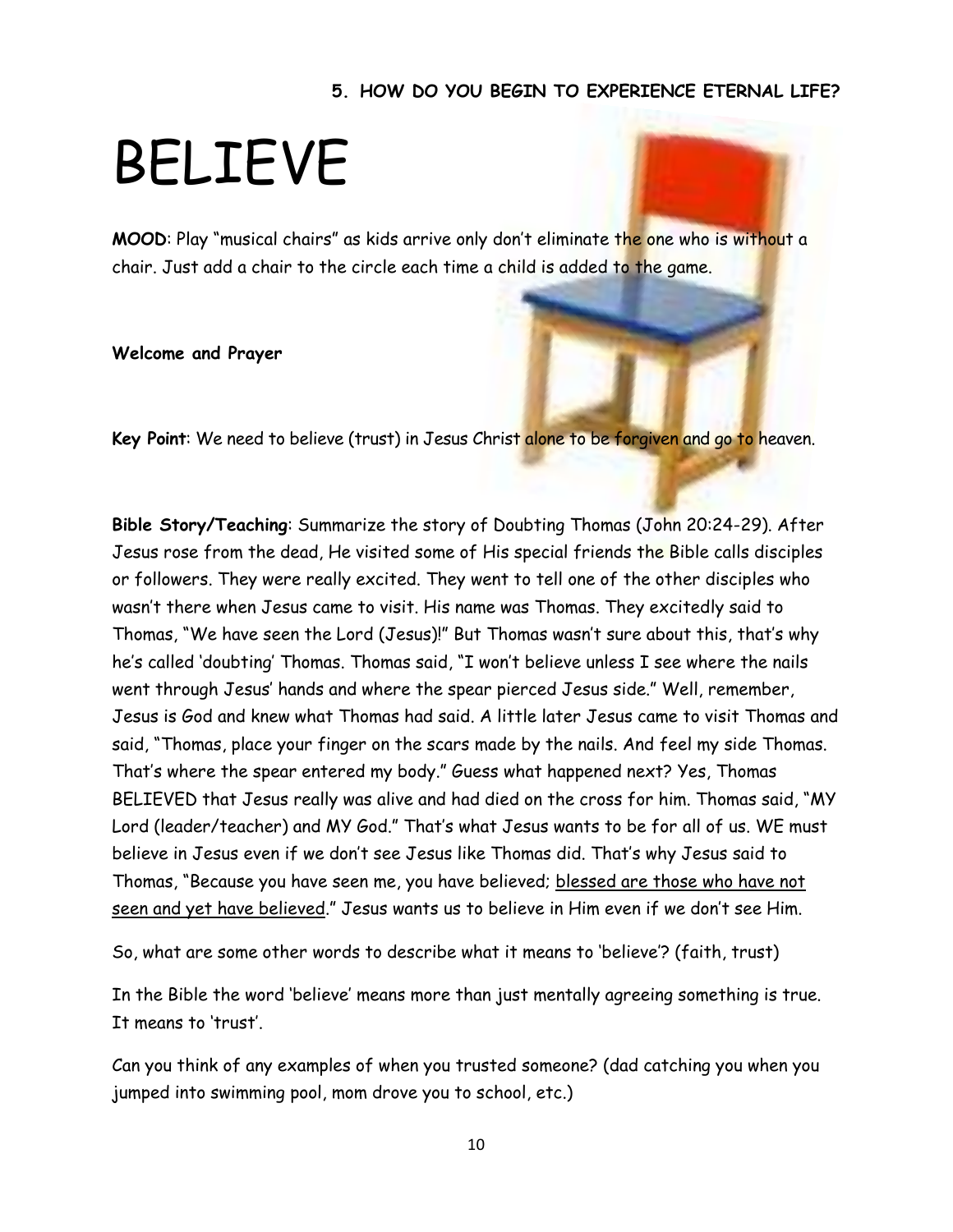**5. HOW DO YOU BEGIN TO EXPERIENCE ETERNAL LIFE?**

# BELIEVE

**MOOD**: Play "musical chairs" as kids arrive only don't eliminate the one who is without a chair. Just add a chair to the circle each time a child is added to the game.

**Welcome and Prayer**

**Key Point**: We need to believe (trust) in Jesus Christ alone to be forgiven and go to heaven.

**Bible Story/Teaching**: Summarize the story of Doubting Thomas (John 20:24-29). After Jesus rose from the dead, He visited some of His special friends the Bible calls disciples or followers. They were really excited. They went to tell one of the other disciples who wasn't there when Jesus came to visit. His name was Thomas. They excitedly said to Thomas, "We have seen the Lord (Jesus)!" But Thomas wasn't sure about this, that's why he's called 'doubting' Thomas. Thomas said, "I won't believe unless I see where the nails went through Jesus' hands and where the spear pierced Jesus side." Well, remember, Jesus is God and knew what Thomas had said. A little later Jesus came to visit Thomas and said, "Thomas, place your finger on the scars made by the nails. And feel my side Thomas. That's where the spear entered my body." Guess what happened next? Yes, Thomas BELIEVED that Jesus really was alive and had died on the cross for him. Thomas said, "MY Lord (leader/teacher) and MY God." That's what Jesus wants to be for all of us. WE must believe in Jesus even if we don't see Jesus like Thomas did. That's why Jesus said to Thomas, "Because you have seen me, you have believed; <u>blessed are those who have not seen and yet have believed</u>." Jesus wants us to believe in Him even if we don't see Him.

So, what are some other words to describe what it means to 'believe'? (faith, trust)

In the Bible the word 'believe' means more than just mentally agreeing something is true. It means to 'trust'.

Can you think of any examples of when you trusted someone? (dad catching you when you jumped into swimming pool, mom drove you to school, etc.)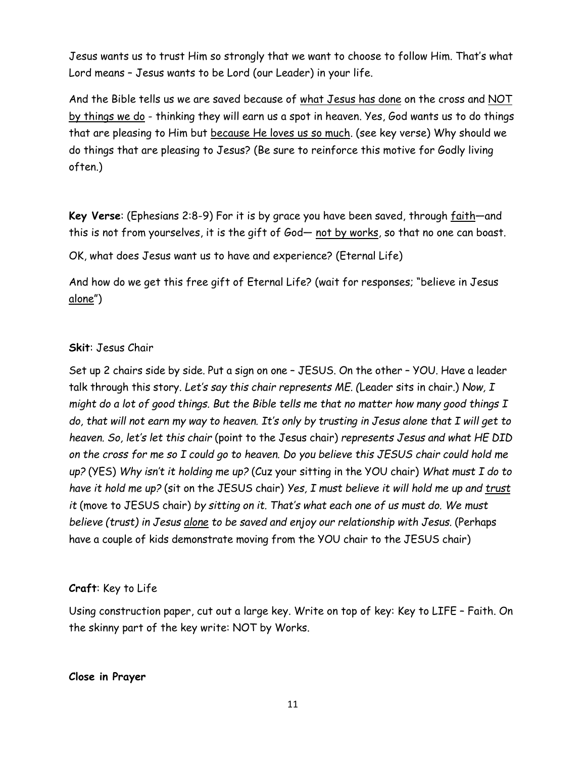Jesus wants us to trust Him so strongly that we want to choose to follow Him. That's what Lord means – Jesus wants to be Lord (our Leader) in your life.

And the Bible tells us we are saved because of <u>what Jesus has done</u> on the cross and <u>NOT by things we do</u> - thinking they will earn us a spot in heaven. Yes, God wants us to do things that are pleasing to Him but <u>because He loves us so much</u>. (see key verse) Why should we do things that are pleasing to Jesus? (Be sure to reinforce this motive for Godly living often.)

**Key Verse**: (Ephesians 2:8-9) For it is by grace you have been saved, through <u>faith</u>—and this is not from yourselves, it is the gift of God— <u>not by works</u>, so that no one can boast.

OK, what does Jesus want us to have and experience? (Eternal Life)

And how do we get this free gift of Eternal Life? (wait for responses; "believe in Jesus <u>alone</u>")

**Skit**: Jesus Chair

Set up 2 chairs side by side. Put a sign on one – JESUS. On the other – YOU. Have a leader talk through this story. *Let's say this chair represents ME. (*Leader sits in chair.) *Now, I might do a lot of good things. But the Bible tells me that no matter how many good things I do, that will not earn my way to heaven. It's only by trusting in Jesus alone that I will get to heaven. So, let's let this chair* (point to the Jesus chair) *represents Jesus and what HE DID on the cross for me so I could go to heaven. Do you believe this JESUS chair could hold me up?* (YES) *Why isn't it holding me up?* (Cuz your sitting in the YOU chair) *What must I do to have it hold me up?* (sit on the JESUS chair) *Yes, I must believe it will hold me up and <u>trust</u> it* (move to JESUS chair) *by sitting on it. That's what each one of us must do. We must believe (trust) in Jesus <u>alone</u> to be saved and enjoy our relationship with Jesus.* (Perhaps have a couple of kids demonstrate moving from the YOU chair to the JESUS chair)

**Craft**: Key to Life

Using construction paper, cut out a large key. Write on top of key: Key to LIFE – Faith. On the skinny part of the key write: NOT by Works.

**Close in Prayer**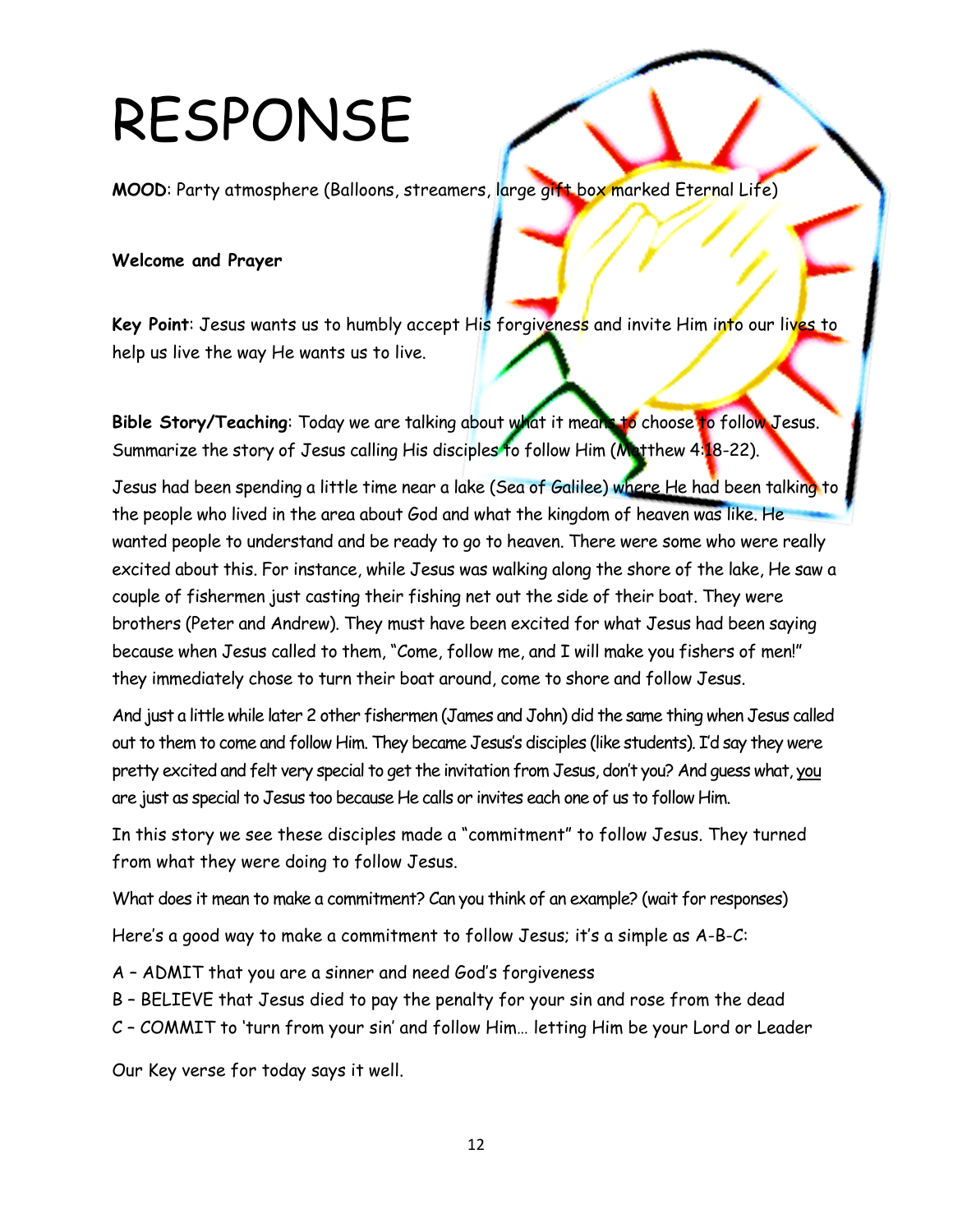# RESPONSE

**MOOD**: Party atmosphere (Balloons, streamers, large gift box marked Eternal Life)

**Welcome and Prayer**

**Key Point**: Jesus wants us to humbly accept His forgiveness and invite Him into our lives to help us live the way He wants us to live.

**Bible Story/Teaching**: Today we are talking about what it means to choose to follow Jesus. Summarize the story of Jesus calling His disciples to follow Him (Matthew 4:18-22).

Jesus had been spending a little time near a lake (Sea of Galilee) where He had been talking to the people who lived in the area about God and what the kingdom of heaven was like. He wanted people to understand and be ready to go to heaven. There were some who were really excited about this. For instance, while Jesus was walking along the shore of the lake, He saw a couple of fishermen just casting their fishing net out the side of their boat. They were brothers (Peter and Andrew). They must have been excited for what Jesus had been saying because when Jesus called to them, "Come, follow me, and I will make you fishers of men!" they immediately chose to turn their boat around, come to shore and follow Jesus.

And just a little while later 2 other fishermen (James and John) did the same thing when Jesus called out to them to come and follow Him. They became Jesus's disciples (like students). I'd say they were pretty excited and felt very special to get the invitation from Jesus, don't you? And guess what, you are just as special to Jesus too because He calls or invites each one of us to follow Him.

In this story we see these disciples made a "commitment" to follow Jesus. They turned from what they were doing to follow Jesus.

What does it mean to make a commitment? Can you think of an example? (wait for responses)

Here's a good way to make a commitment to follow Jesus; it's a simple as A-B-C:

A – ADMIT that you are a sinner and need God's forgiveness
B – BELIEVE that Jesus died to pay the penalty for your sin and rose from the dead
C – COMMIT to 'turn from your sin' and follow Him… letting Him be your Lord or Leader

Our Key verse for today says it well.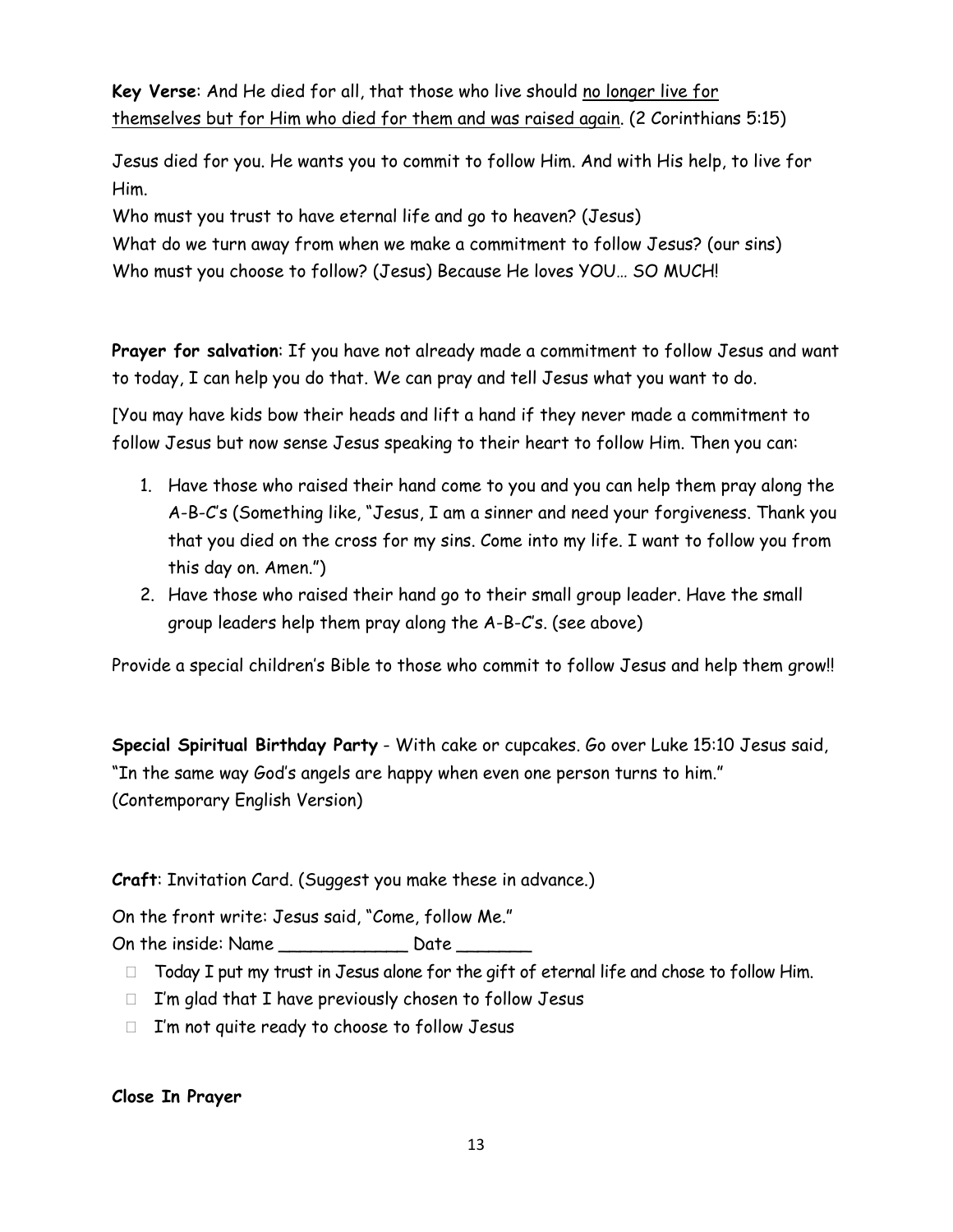**Key Verse**: And He died for all, that those who live should <u>no longer live for themselves but for Him who died for them and was raised again</u>. (2 Corinthians 5:15)

Jesus died for you. He wants you to commit to follow Him. And with His help, to live for Him.

Who must you trust to have eternal life and go to heaven? (Jesus)

What do we turn away from when we make a commitment to follow Jesus? (our sins)

Who must you choose to follow? (Jesus) Because He loves YOU… SO MUCH!

**Prayer for salvation**: If you have not already made a commitment to follow Jesus and want to today, I can help you do that. We can pray and tell Jesus what you want to do.

[You may have kids bow their heads and lift a hand if they never made a commitment to follow Jesus but now sense Jesus speaking to their heart to follow Him. Then you can:

1. Have those who raised their hand come to you and you can help them pray along the A-B-C's (Something like, "Jesus, I am a sinner and need your forgiveness. Thank you that you died on the cross for my sins. Come into my life. I want to follow you from this day on. Amen.")
2. Have those who raised their hand go to their small group leader. Have the small group leaders help them pray along the A-B-C's. (see above)

Provide a special children's Bible to those who commit to follow Jesus and help them grow!!

**Special Spiritual Birthday Party** - With cake or cupcakes. Go over Luke 15:10 Jesus said, "In the same way God's angels are happy when even one person turns to him." (Contemporary English Version)

**Craft**: Invitation Card. (Suggest you make these in advance.)

On the front write: Jesus said, "Come, follow Me."

On the inside: Name ____________ Date _______

- ☐ Today I put my trust in Jesus alone for the gift of eternal life and chose to follow Him.
- ☐ I'm glad that I have previously chosen to follow Jesus
- ☐ I'm not quite ready to choose to follow Jesus

**Close In Prayer**